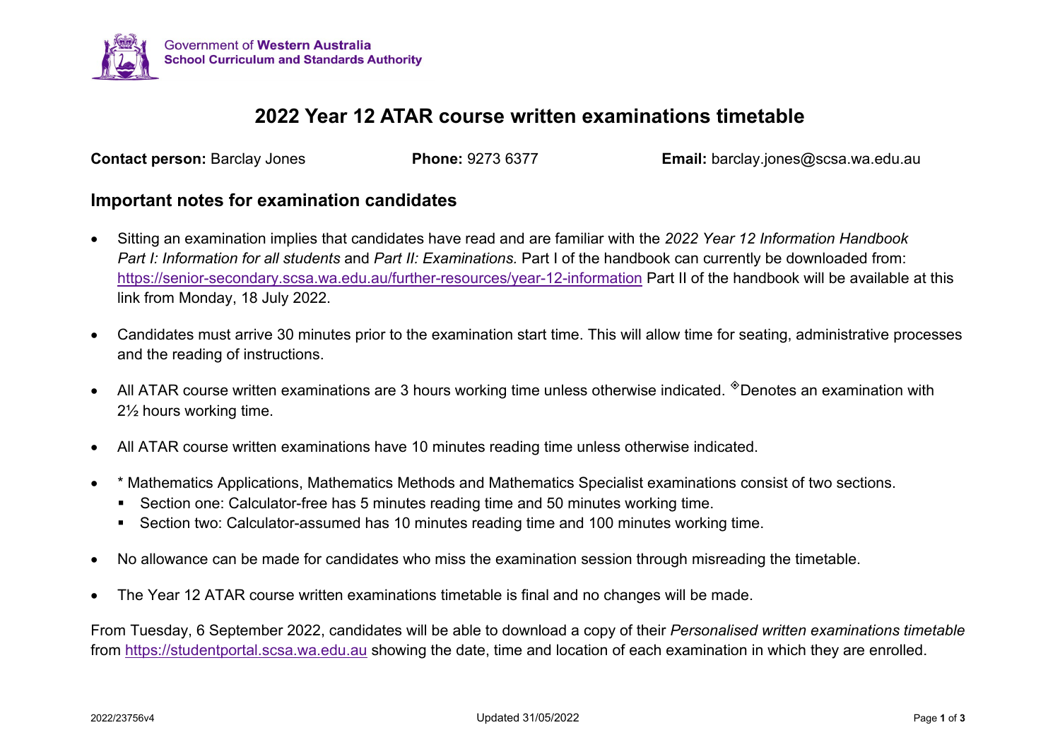Government of **Western Australia**
**School Curriculum and Standards Authority**

# 2022 Year 12 ATAR course written examinations timetable

**Contact person:** Barclay Jones **Phone:** 9273 6377 **Email:** barclay.jones@scsa.wa.edu.au

## Important notes for examination candidates

- Sitting an examination implies that candidates have read and are familiar with the *2022 Year 12 Information Handbook Part I: Information for all students* and *Part II: Examinations.* Part I of the handbook can currently be downloaded from: https://senior-secondary.scsa.wa.edu.au/further-resources/year-12-information Part II of the handbook will be available at this link from Monday, 18 July 2022.

- Candidates must arrive 30 minutes prior to the examination start time. This will allow time for seating, administrative processes and the reading of instructions.

- All ATAR course written examinations are 3 hours working time unless otherwise indicated. ◈Denotes an examination with 2½ hours working time.

- All ATAR course written examinations have 10 minutes reading time unless otherwise indicated.

- * Mathematics Applications, Mathematics Methods and Mathematics Specialist examinations consist of two sections.
  - Section one: Calculator-free has 5 minutes reading time and 50 minutes working time.
  - Section two: Calculator-assumed has 10 minutes reading time and 100 minutes working time.

- No allowance can be made for candidates who miss the examination session through misreading the timetable.

- The Year 12 ATAR course written examinations timetable is final and no changes will be made.

From Tuesday, 6 September 2022, candidates will be able to download a copy of their *Personalised written examinations timetable* from https://studentportal.scsa.wa.edu.au showing the date, time and location of each examination in which they are enrolled.

2022/23756v4 Updated 31/05/2022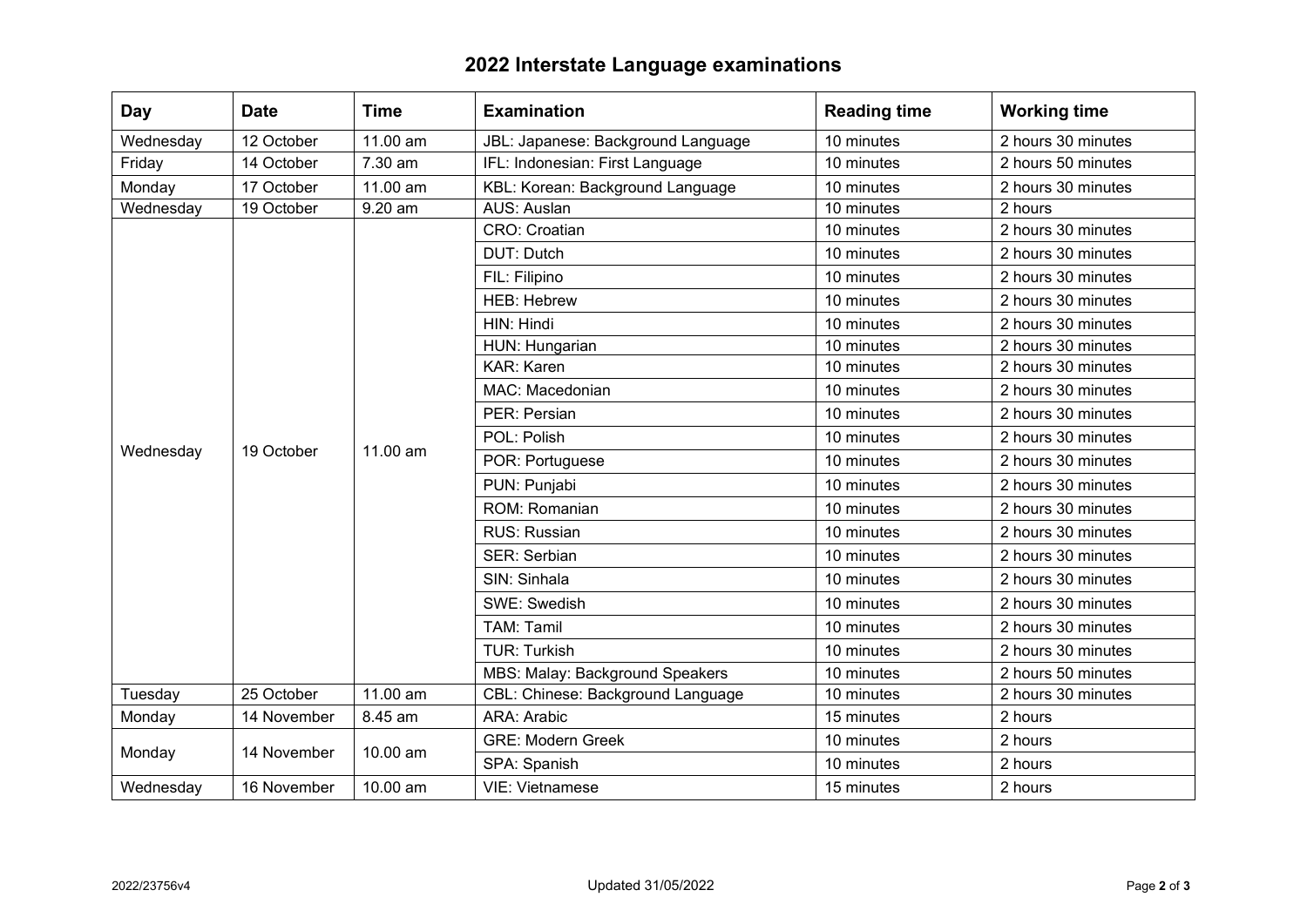# 2022 Interstate Language examinations

| Day | Date | Time | Examination | Reading time | Working time |
|---|---|---|---|---|---|
| Wednesday | 12 October | 11.00 am | JBL: Japanese: Background Language | 10 minutes | 2 hours 30 minutes |
| Friday | 14 October | 7.30 am | IFL: Indonesian: First Language | 10 minutes | 2 hours 50 minutes |
| Monday | 17 October | 11.00 am | KBL: Korean: Background Language | 10 minutes | 2 hours 30 minutes |
| Wednesday | 19 October | 9.20 am | AUS: Auslan | 10 minutes | 2 hours |
| Wednesday | 19 October | 11.00 am | CRO: Croatian | 10 minutes | 2 hours 30 minutes |
| | | | DUT: Dutch | 10 minutes | 2 hours 30 minutes |
| | | | FIL: Filipino | 10 minutes | 2 hours 30 minutes |
| | | | HEB: Hebrew | 10 minutes | 2 hours 30 minutes |
| | | | HIN: Hindi | 10 minutes | 2 hours 30 minutes |
| | | | HUN: Hungarian | 10 minutes | 2 hours 30 minutes |
| | | | KAR: Karen | 10 minutes | 2 hours 30 minutes |
| | | | MAC: Macedonian | 10 minutes | 2 hours 30 minutes |
| | | | PER: Persian | 10 minutes | 2 hours 30 minutes |
| | | | POL: Polish | 10 minutes | 2 hours 30 minutes |
| | | | POR: Portuguese | 10 minutes | 2 hours 30 minutes |
| | | | PUN: Punjabi | 10 minutes | 2 hours 30 minutes |
| | | | ROM: Romanian | 10 minutes | 2 hours 30 minutes |
| | | | RUS: Russian | 10 minutes | 2 hours 30 minutes |
| | | | SER: Serbian | 10 minutes | 2 hours 30 minutes |
| | | | SIN: Sinhala | 10 minutes | 2 hours 30 minutes |
| | | | SWE: Swedish | 10 minutes | 2 hours 30 minutes |
| | | | TAM: Tamil | 10 minutes | 2 hours 30 minutes |
| | | | TUR: Turkish | 10 minutes | 2 hours 30 minutes |
| | | | MBS: Malay: Background Speakers | 10 minutes | 2 hours 50 minutes |
| Tuesday | 25 October | 11.00 am | CBL: Chinese: Background Language | 10 minutes | 2 hours 30 minutes |
| Monday | 14 November | 8.45 am | ARA: Arabic | 15 minutes | 2 hours |
| Monday | 14 November | 10.00 am | GRE: Modern Greek | 10 minutes | 2 hours |
| | | | SPA: Spanish | 10 minutes | 2 hours |
| Wednesday | 16 November | 10.00 am | VIE: Vietnamese | 15 minutes | 2 hours |

2022/23756v4 Updated 31/05/2022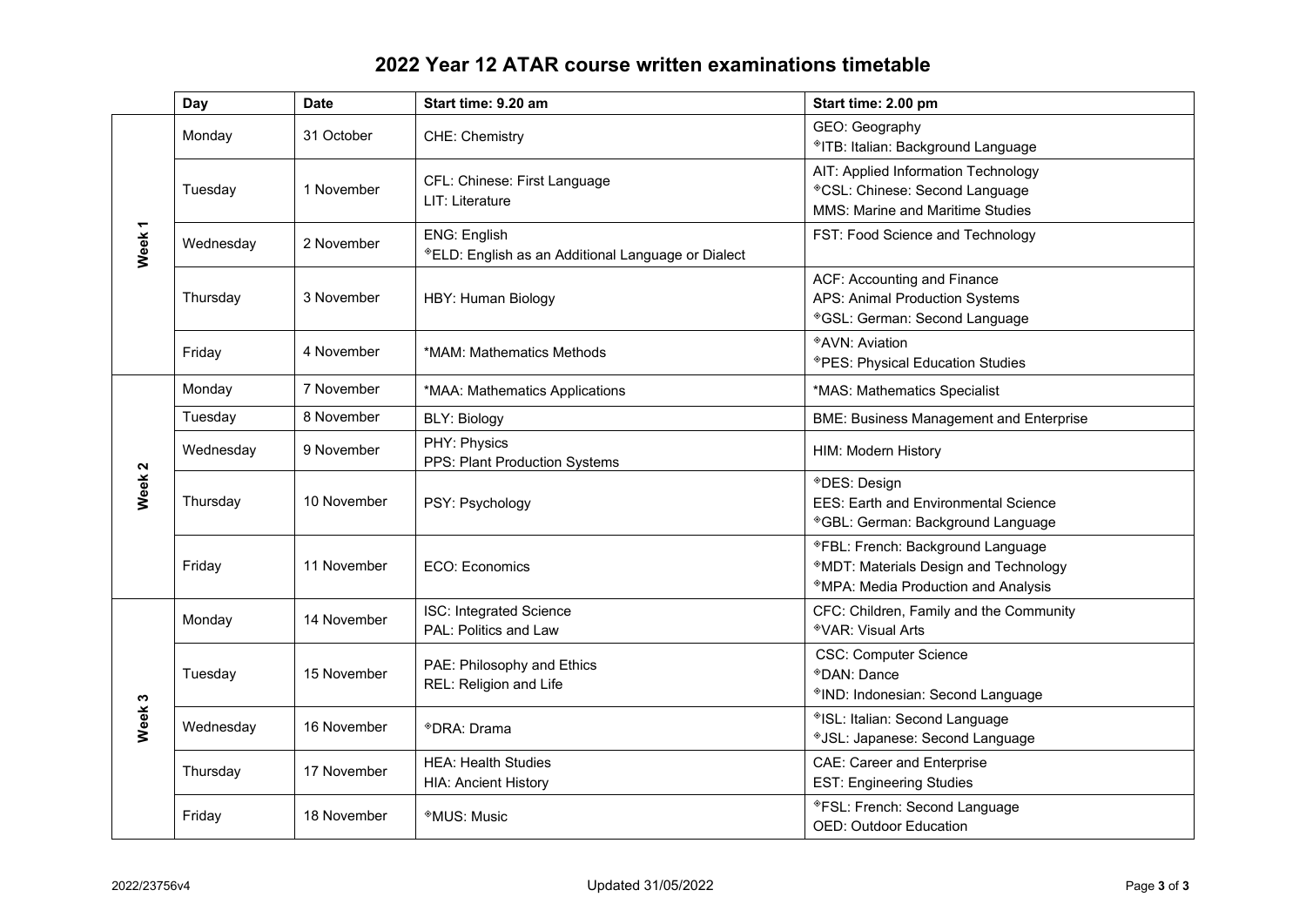# 2022 Year 12 ATAR course written examinations timetable

| | Day | Date | Start time: 9.20 am | Start time: 2.00 pm |
|---|---|---|---|---|
| Week 1 | Monday | 31 October | CHE: Chemistry | GEO: Geography<br>⊕ITB: Italian: Background Language |
| | Tuesday | 1 November | CFL: Chinese: First Language<br>LIT: Literature | AIT: Applied Information Technology<br>⊕CSL: Chinese: Second Language<br>MMS: Marine and Maritime Studies |
| | Wednesday | 2 November | ENG: English<br>⊕ELD: English as an Additional Language or Dialect | FST: Food Science and Technology |
| | Thursday | 3 November | HBY: Human Biology | ACF: Accounting and Finance<br>APS: Animal Production Systems<br>⊕GSL: German: Second Language |
| | Friday | 4 November | *MAM: Mathematics Methods | ⊕AVN: Aviation<br>⊕PES: Physical Education Studies |
| Week 2 | Monday | 7 November | *MAA: Mathematics Applications | *MAS: Mathematics Specialist |
| | Tuesday | 8 November | BLY: Biology | BME: Business Management and Enterprise |
| | Wednesday | 9 November | PHY: Physics<br>PPS: Plant Production Systems | HIM: Modern History |
| | Thursday | 10 November | PSY: Psychology | ⊕DES: Design<br>EES: Earth and Environmental Science<br>⊕GBL: German: Background Language |
| | Friday | 11 November | ECO: Economics | ⊕FBL: French: Background Language<br>⊕MDT: Materials Design and Technology<br>⊕MPA: Media Production and Analysis |
| Week 3 | Monday | 14 November | ISC: Integrated Science<br>PAL: Politics and Law | CFC: Children, Family and the Community<br>⊕VAR: Visual Arts |
| | Tuesday | 15 November | PAE: Philosophy and Ethics<br>REL: Religion and Life | CSC: Computer Science<br>⊕DAN: Dance<br>⊕IND: Indonesian: Second Language |
| | Wednesday | 16 November | ⊕DRA: Drama | ⊕ISL: Italian: Second Language<br>⊕JSL: Japanese: Second Language |
| | Thursday | 17 November | HEA: Health Studies<br>HIA: Ancient History | CAE: Career and Enterprise<br>EST: Engineering Studies |
| | Friday | 18 November | ⊕MUS: Music | ⊕FSL: French: Second Language<br>OED: Outdoor Education |

2022/23756v4 Updated 31/05/2022